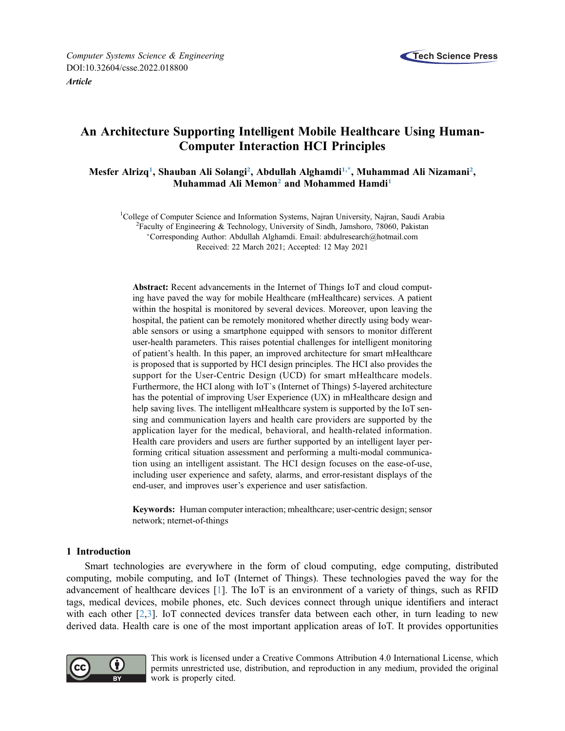Computer Systems Science & Engineering
DOI:10.32604/csse.2022.018800

*Article*

# An Architecture Supporting Intelligent Mobile Healthcare Using Human-Computer Interaction HCI Principles

**Mesfer Alrizq[1], Shauban Ali Solangi[2], Abdullah Alghamdi[1,*], Muhammad Ali Nizamani[2], Muhammad Ali Memon[2] and Mohammed Hamdi[1]**

[1]College of Computer Science and Information Systems, Najran University, Najran, Saudi Arabia
[2]Faculty of Engineering & Technology, University of Sindh, Jamshoro, 78060, Pakistan
*Corresponding Author: Abdullah Alghamdi. Email: abdulresearch@hotmail.com
Received: 22 March 2021; Accepted: 12 May 2021

**Abstract:** Recent advancements in the Internet of Things IoT and cloud computing have paved the way for mobile Healthcare (mHealthcare) services. A patient within the hospital is monitored by several devices. Moreover, upon leaving the hospital, the patient can be remotely monitored whether directly using body wearable sensors or using a smartphone equipped with sensors to monitor different user-health parameters. This raises potential challenges for intelligent monitoring of patient's health. In this paper, an improved architecture for smart mHealthcare is proposed that is supported by HCI design principles. The HCI also provides the support for the User-Centric Design (UCD) for smart mHealthcare models. Furthermore, the HCI along with IoT`s (Internet of Things) 5-layered architecture has the potential of improving User Experience (UX) in mHealthcare design and help saving lives. The intelligent mHealthcare system is supported by the IoT sensing and communication layers and health care providers are supported by the application layer for the medical, behavioral, and health-related information. Health care providers and users are further supported by an intelligent layer performing critical situation assessment and performing a multi-modal communication using an intelligent assistant. The HCI design focuses on the ease-of-use, including user experience and safety, alarms, and error-resistant displays of the end-user, and improves user's experience and user satisfaction.

**Keywords:** Human computer interaction; mhealthcare; user-centric design; sensor network; nternet-of-things

## 1 Introduction

Smart technologies are everywhere in the form of cloud computing, edge computing, distributed computing, mobile computing, and IoT (Internet of Things). These technologies paved the way for the advancement of healthcare devices [1]. The IoT is an environment of a variety of things, such as RFID tags, medical devices, mobile phones, etc. Such devices connect through unique identifiers and interact with each other [2,3]. IoT connected devices transfer data between each other, in turn leading to new derived data. Health care is one of the most important application areas of IoT. It provides opportunities

This work is licensed under a Creative Commons Attribution 4.0 International License, which permits unrestricted use, distribution, and reproduction in any medium, provided the original work is properly cited.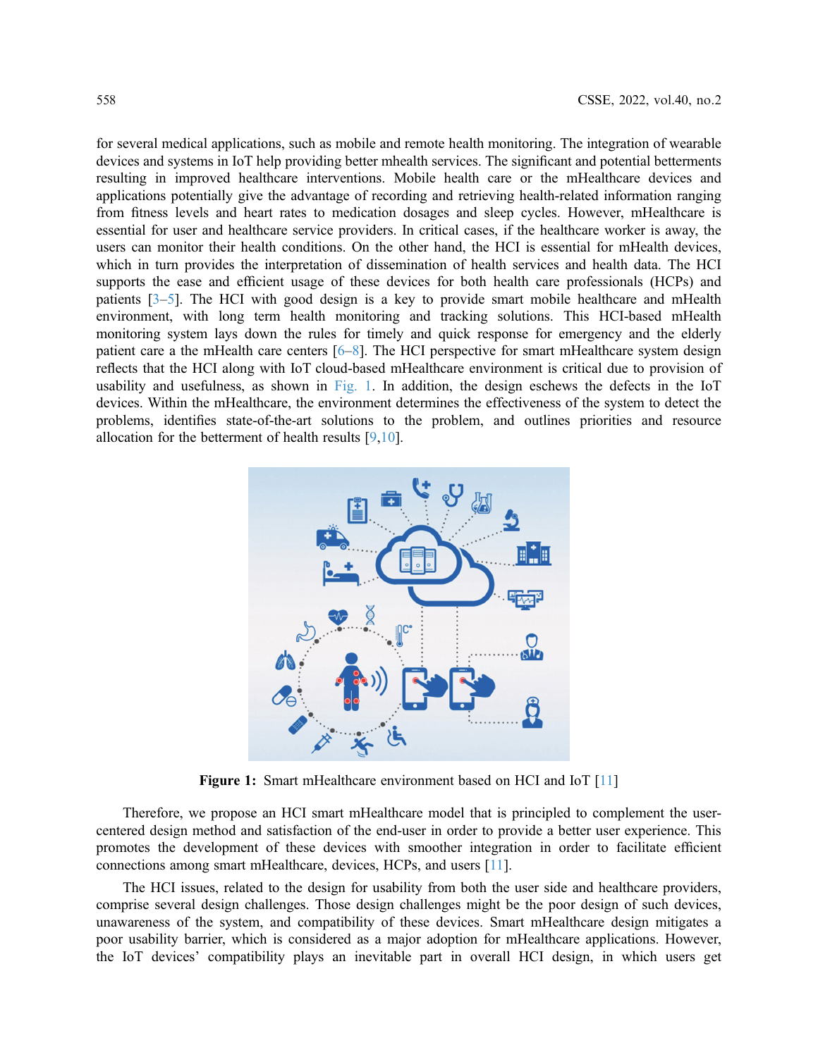for several medical applications, such as mobile and remote health monitoring. The integration of wearable devices and systems in IoT help providing better mhealth services. The significant and potential betterments resulting in improved healthcare interventions. Mobile health care or the mHealthcare devices and applications potentially give the advantage of recording and retrieving health-related information ranging from fitness levels and heart rates to medication dosages and sleep cycles. However, mHealthcare is essential for user and healthcare service providers. In critical cases, if the healthcare worker is away, the users can monitor their health conditions. On the other hand, the HCI is essential for mHealth devices, which in turn provides the interpretation of dissemination of health services and health data. The HCI supports the ease and efficient usage of these devices for both health care professionals (HCPs) and patients [3–5]. The HCI with good design is a key to provide smart mobile healthcare and mHealth environment, with long term health monitoring and tracking solutions. This HCI-based mHealth monitoring system lays down the rules for timely and quick response for emergency and the elderly patient care a the mHealth care centers [6–8]. The HCI perspective for smart mHealthcare system design reflects that the HCI along with IoT cloud-based mHealthcare environment is critical due to provision of usability and usefulness, as shown in Fig. 1. In addition, the design eschews the defects in the IoT devices. Within the mHealthcare, the environment determines the effectiveness of the system to detect the problems, identifies state-of-the-art solutions to the problem, and outlines priorities and resource allocation for the betterment of health results [9,10].

**Figure 1:** Smart mHealthcare environment based on HCI and IoT [11]

Therefore, we propose an HCI smart mHealthcare model that is principled to complement the user-centered design method and satisfaction of the end-user in order to provide a better user experience. This promotes the development of these devices with smoother integration in order to facilitate efficient connections among smart mHealthcare, devices, HCPs, and users [11].

The HCI issues, related to the design for usability from both the user side and healthcare providers, comprise several design challenges. Those design challenges might be the poor design of such devices, unawareness of the system, and compatibility of these devices. Smart mHealthcare design mitigates a poor usability barrier, which is considered as a major adoption for mHealthcare applications. However, the IoT devices' compatibility plays an inevitable part in overall HCI design, in which users get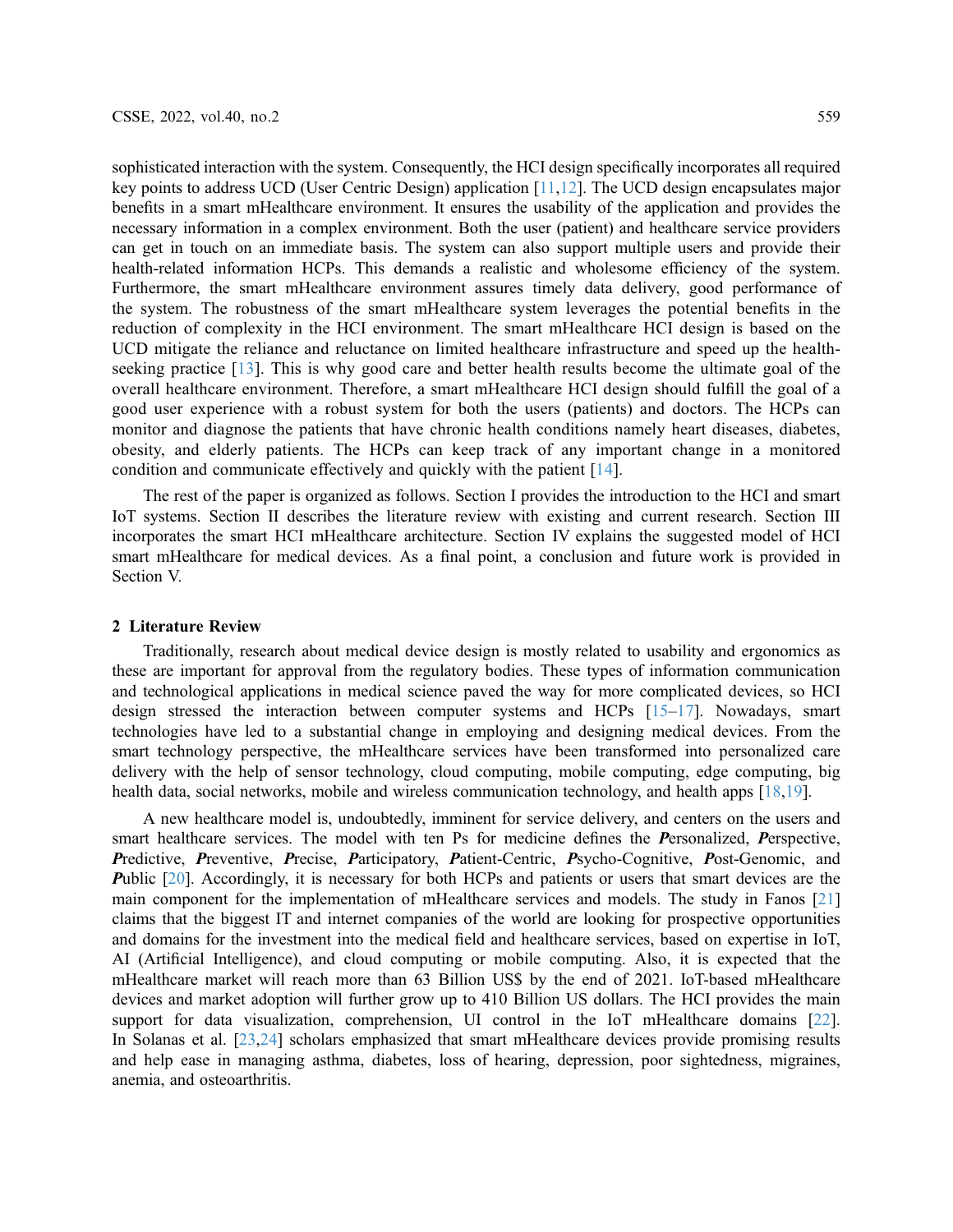sophisticated interaction with the system. Consequently, the HCI design specifically incorporates all required key points to address UCD (User Centric Design) application [11,12]. The UCD design encapsulates major benefits in a smart mHealthcare environment. It ensures the usability of the application and provides the necessary information in a complex environment. Both the user (patient) and healthcare service providers can get in touch on an immediate basis. The system can also support multiple users and provide their health-related information HCPs. This demands a realistic and wholesome efficiency of the system. Furthermore, the smart mHealthcare environment assures timely data delivery, good performance of the system. The robustness of the smart mHealthcare system leverages the potential benefits in the reduction of complexity in the HCI environment. The smart mHealthcare HCI design is based on the UCD mitigate the reliance and reluctance on limited healthcare infrastructure and speed up the health-seeking practice [13]. This is why good care and better health results become the ultimate goal of the overall healthcare environment. Therefore, a smart mHealthcare HCI design should fulfill the goal of a good user experience with a robust system for both the users (patients) and doctors. The HCPs can monitor and diagnose the patients that have chronic health conditions namely heart diseases, diabetes, obesity, and elderly patients. The HCPs can keep track of any important change in a monitored condition and communicate effectively and quickly with the patient [14].

The rest of the paper is organized as follows. Section I provides the introduction to the HCI and smart IoT systems. Section II describes the literature review with existing and current research. Section III incorporates the smart HCI mHealthcare architecture. Section IV explains the suggested model of HCI smart mHealthcare for medical devices. As a final point, a conclusion and future work is provided in Section V.

## 2 Literature Review

Traditionally, research about medical device design is mostly related to usability and ergonomics as these are important for approval from the regulatory bodies. These types of information communication and technological applications in medical science paved the way for more complicated devices, so HCI design stressed the interaction between computer systems and HCPs [15–17]. Nowadays, smart technologies have led to a substantial change in employing and designing medical devices. From the smart technology perspective, the mHealthcare services have been transformed into personalized care delivery with the help of sensor technology, cloud computing, mobile computing, edge computing, big health data, social networks, mobile and wireless communication technology, and health apps [18,19].

A new healthcare model is, undoubtedly, imminent for service delivery, and centers on the users and smart healthcare services. The model with ten Ps for medicine defines the ***P***ersonalized, ***P***erspective, ***P***redictive, ***P***reventive, ***P***recise, ***P***articipatory, ***P***atient-Centric, ***P***sycho-Cognitive, ***P***ost-Genomic, and ***P***ublic [20]. Accordingly, it is necessary for both HCPs and patients or users that smart devices are the main component for the implementation of mHealthcare services and models. The study in Fanos [21] claims that the biggest IT and internet companies of the world are looking for prospective opportunities and domains for the investment into the medical field and healthcare services, based on expertise in IoT, AI (Artificial Intelligence), and cloud computing or mobile computing. Also, it is expected that the mHealthcare market will reach more than 63 Billion US$ by the end of 2021. IoT-based mHealthcare devices and market adoption will further grow up to 410 Billion US dollars. The HCI provides the main support for data visualization, comprehension, UI control in the IoT mHealthcare domains [22]. In Solanas et al. [23,24] scholars emphasized that smart mHealthcare devices provide promising results and help ease in managing asthma, diabetes, loss of hearing, depression, poor sightedness, migraines, anemia, and osteoarthritis.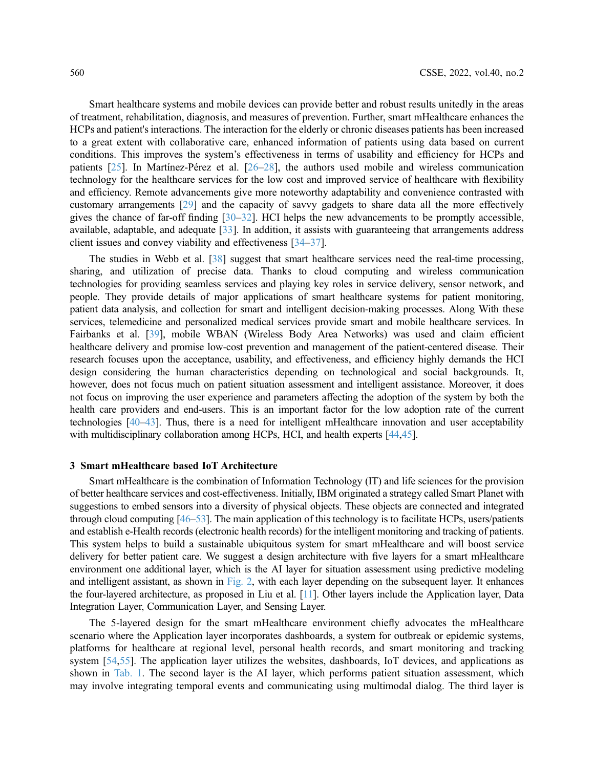Smart healthcare systems and mobile devices can provide better and robust results unitedly in the areas of treatment, rehabilitation, diagnosis, and measures of prevention. Further, smart mHealthcare enhances the HCPs and patient's interactions. The interaction for the elderly or chronic diseases patients has been increased to a great extent with collaborative care, enhanced information of patients using data based on current conditions. This improves the system's effectiveness in terms of usability and efficiency for HCPs and patients [25]. In Martínez-Pérez et al. [26–28], the authors used mobile and wireless communication technology for the healthcare services for the low cost and improved service of healthcare with flexibility and efficiency. Remote advancements give more noteworthy adaptability and convenience contrasted with customary arrangements [29] and the capacity of savvy gadgets to share data all the more effectively gives the chance of far-off finding [30–32]. HCI helps the new advancements to be promptly accessible, available, adaptable, and adequate [33]. In addition, it assists with guaranteeing that arrangements address client issues and convey viability and effectiveness [34–37].

The studies in Webb et al. [38] suggest that smart healthcare services need the real-time processing, sharing, and utilization of precise data. Thanks to cloud computing and wireless communication technologies for providing seamless services and playing key roles in service delivery, sensor network, and people. They provide details of major applications of smart healthcare systems for patient monitoring, patient data analysis, and collection for smart and intelligent decision-making processes. Along With these services, telemedicine and personalized medical services provide smart and mobile healthcare services. In Fairbanks et al. [39], mobile WBAN (Wireless Body Area Networks) was used and claim efficient healthcare delivery and promise low-cost prevention and management of the patient-centered disease. Their research focuses upon the acceptance, usability, and effectiveness, and efficiency highly demands the HCI design considering the human characteristics depending on technological and social backgrounds. It, however, does not focus much on patient situation assessment and intelligent assistance. Moreover, it does not focus on improving the user experience and parameters affecting the adoption of the system by both the health care providers and end-users. This is an important factor for the low adoption rate of the current technologies [40–43]. Thus, there is a need for intelligent mHealthcare innovation and user acceptability with multidisciplinary collaboration among HCPs, HCI, and health experts [44,45].

## 3 Smart mHealthcare based IoT Architecture

Smart mHealthcare is the combination of Information Technology (IT) and life sciences for the provision of better healthcare services and cost-effectiveness. Initially, IBM originated a strategy called Smart Planet with suggestions to embed sensors into a diversity of physical objects. These objects are connected and integrated through cloud computing [46–53]. The main application of this technology is to facilitate HCPs, users/patients and establish e-Health records (electronic health records) for the intelligent monitoring and tracking of patients. This system helps to build a sustainable ubiquitous system for smart mHealthcare and will boost service delivery for better patient care. We suggest a design architecture with five layers for a smart mHealthcare environment one additional layer, which is the AI layer for situation assessment using predictive modeling and intelligent assistant, as shown in Fig. 2, with each layer depending on the subsequent layer. It enhances the four-layered architecture, as proposed in Liu et al. [11]. Other layers include the Application layer, Data Integration Layer, Communication Layer, and Sensing Layer.

The 5-layered design for the smart mHealthcare environment chiefly advocates the mHealthcare scenario where the Application layer incorporates dashboards, a system for outbreak or epidemic systems, platforms for healthcare at regional level, personal health records, and smart monitoring and tracking system [54,55]. The application layer utilizes the websites, dashboards, IoT devices, and applications as shown in Tab. 1. The second layer is the AI layer, which performs patient situation assessment, which may involve integrating temporal events and communicating using multimodal dialog. The third layer is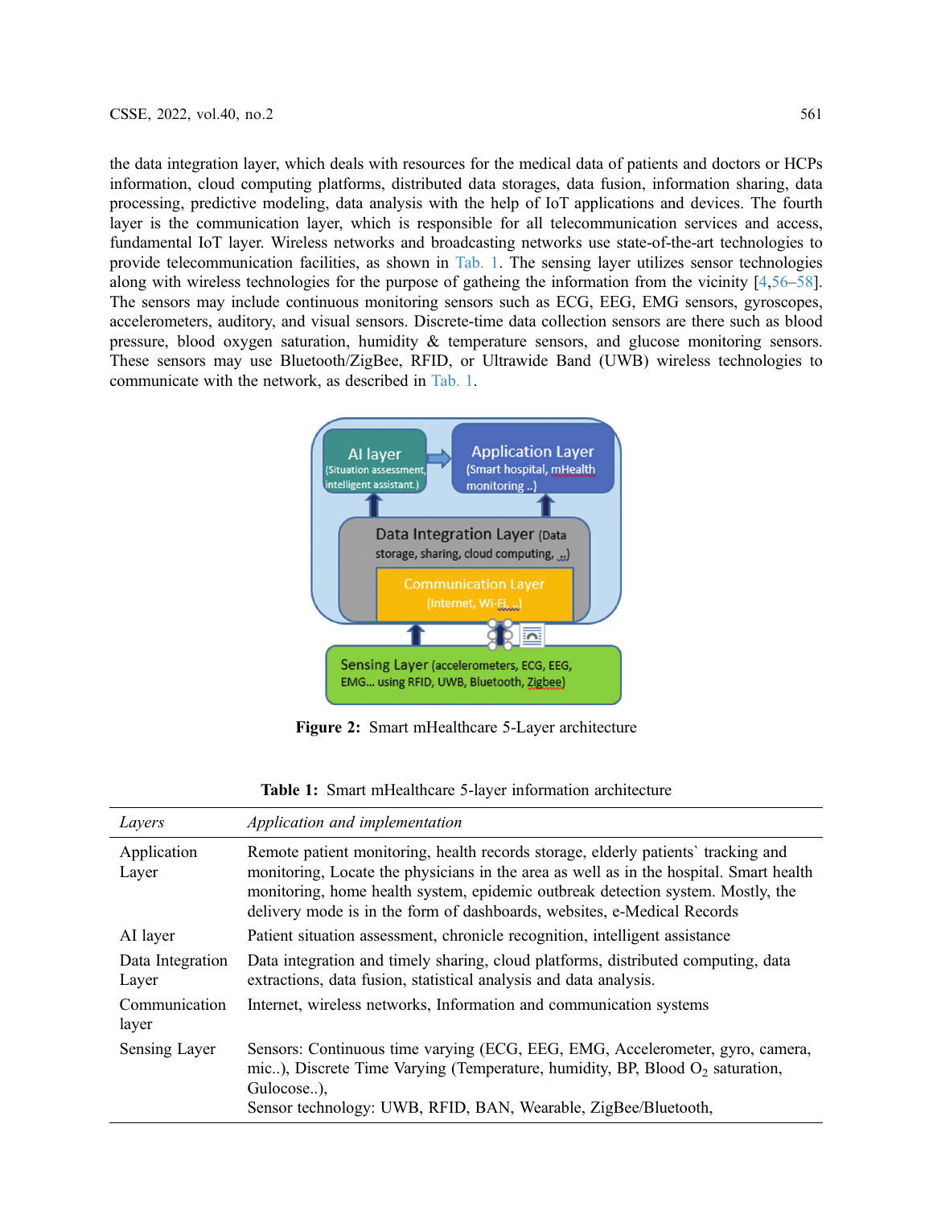the data integration layer, which deals with resources for the medical data of patients and doctors or HCPs information, cloud computing platforms, distributed data storages, data fusion, information sharing, data processing, predictive modeling, data analysis with the help of IoT applications and devices. The fourth layer is the communication layer, which is responsible for all telecommunication services and access, fundamental IoT layer. Wireless networks and broadcasting networks use state-of-the-art technologies to provide telecommunication facilities, as shown in Tab. 1. The sensing layer utilizes sensor technologies along with wireless technologies for the purpose of gatheing the information from the vicinity [4,56–58]. The sensors may include continuous monitoring sensors such as ECG, EEG, EMG sensors, gyroscopes, accelerometers, auditory, and visual sensors. Discrete-time data collection sensors are there such as blood pressure, blood oxygen saturation, humidity & temperature sensors, and glucose monitoring sensors. These sensors may use Bluetooth/ZigBee, RFID, or Ultrawide Band (UWB) wireless technologies to communicate with the network, as described in Tab. 1.

AI layer (Situation assessment, intelligent assistant.)

Application Layer (Smart hospital, mHealth monitoring ..)

Data Integration Layer (Data storage, sharing, cloud computing, ..)

Communication Layer (Internet, Wi-Fi, ..)

Sensing Layer (accelerometers, ECG, EEG, EMG... using RFID, UWB, Bluetooth, Zigbee)

**Figure 2:** Smart mHealthcare 5-Layer architecture

**Table 1:** Smart mHealthcare 5-layer information architecture

| *Layers* | *Application and implementation* |
|---|---|
| Application Layer | Remote patient monitoring, health records storage, elderly patients` tracking and monitoring, Locate the physicians in the area as well as in the hospital. Smart health monitoring, home health system, epidemic outbreak detection system. Mostly, the delivery mode is in the form of dashboards, websites, e-Medical Records |
| AI layer | Patient situation assessment, chronicle recognition, intelligent assistance |
| Data Integration Layer | Data integration and timely sharing, cloud platforms, distributed computing, data extractions, data fusion, statistical analysis and data analysis. |
| Communication layer | Internet, wireless networks, Information and communication systems |
| Sensing Layer | Sensors: Continuous time varying (ECG, EEG, EMG, Accelerometer, gyro, camera, mic..), Discrete Time Varying (Temperature, humidity, BP, Blood $O_2$ saturation, Gulocose..), Sensor technology: UWB, RFID, BAN, Wearable, ZigBee/Bluetooth, |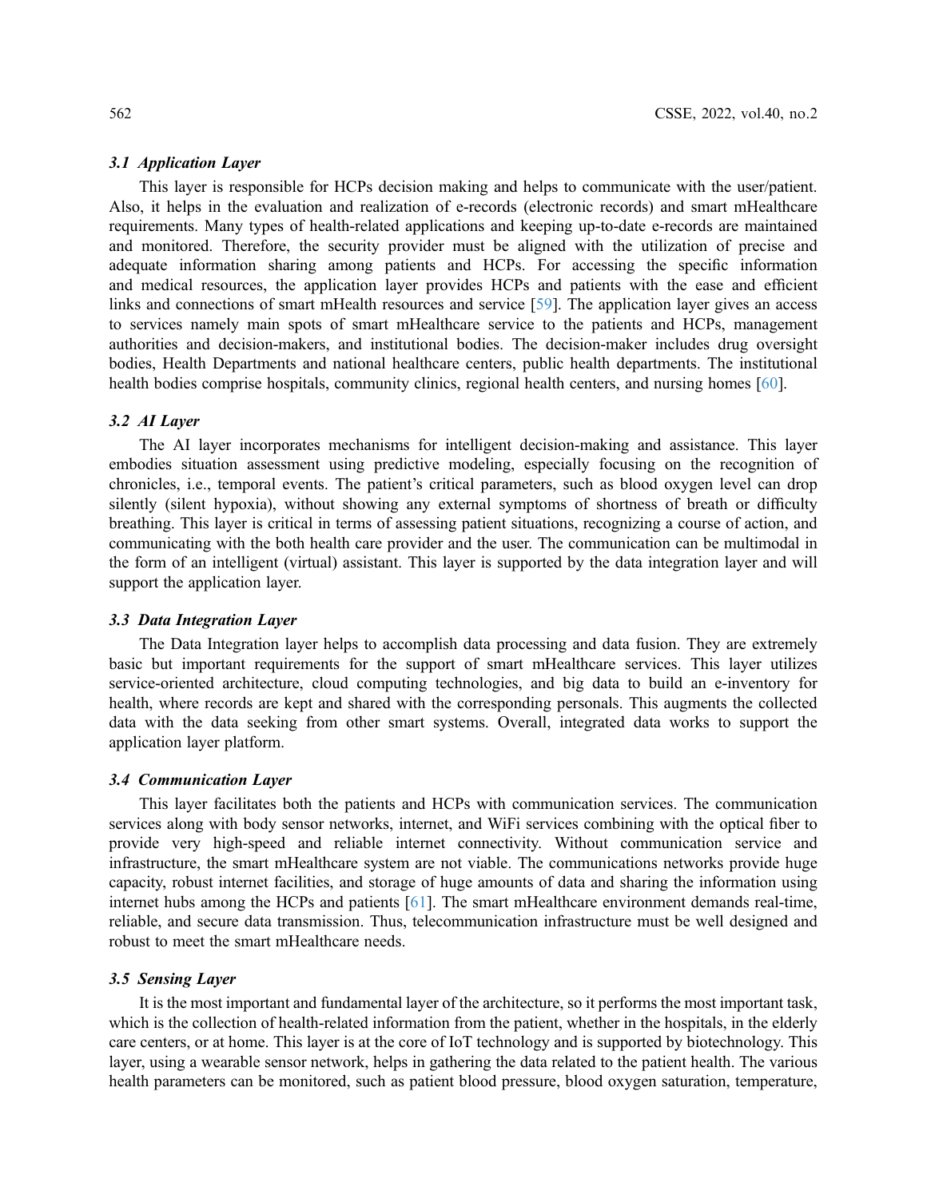### *3.1 Application Layer*

This layer is responsible for HCPs decision making and helps to communicate with the user/patient. Also, it helps in the evaluation and realization of e-records (electronic records) and smart mHealthcare requirements. Many types of health-related applications and keeping up-to-date e-records are maintained and monitored. Therefore, the security provider must be aligned with the utilization of precise and adequate information sharing among patients and HCPs. For accessing the specific information and medical resources, the application layer provides HCPs and patients with the ease and efficient links and connections of smart mHealth resources and service [59]. The application layer gives an access to services namely main spots of smart mHealthcare service to the patients and HCPs, management authorities and decision-makers, and institutional bodies. The decision-maker includes drug oversight bodies, Health Departments and national healthcare centers, public health departments. The institutional health bodies comprise hospitals, community clinics, regional health centers, and nursing homes [60].

### *3.2 AI Layer*

The AI layer incorporates mechanisms for intelligent decision-making and assistance. This layer embodies situation assessment using predictive modeling, especially focusing on the recognition of chronicles, i.e., temporal events. The patient's critical parameters, such as blood oxygen level can drop silently (silent hypoxia), without showing any external symptoms of shortness of breath or difficulty breathing. This layer is critical in terms of assessing patient situations, recognizing a course of action, and communicating with the both health care provider and the user. The communication can be multimodal in the form of an intelligent (virtual) assistant. This layer is supported by the data integration layer and will support the application layer.

### *3.3 Data Integration Layer*

The Data Integration layer helps to accomplish data processing and data fusion. They are extremely basic but important requirements for the support of smart mHealthcare services. This layer utilizes service-oriented architecture, cloud computing technologies, and big data to build an e-inventory for health, where records are kept and shared with the corresponding personals. This augments the collected data with the data seeking from other smart systems. Overall, integrated data works to support the application layer platform.

### *3.4 Communication Layer*

This layer facilitates both the patients and HCPs with communication services. The communication services along with body sensor networks, internet, and WiFi services combining with the optical fiber to provide very high-speed and reliable internet connectivity. Without communication service and infrastructure, the smart mHealthcare system are not viable. The communications networks provide huge capacity, robust internet facilities, and storage of huge amounts of data and sharing the information using internet hubs among the HCPs and patients [61]. The smart mHealthcare environment demands real-time, reliable, and secure data transmission. Thus, telecommunication infrastructure must be well designed and robust to meet the smart mHealthcare needs.

### *3.5 Sensing Layer*

It is the most important and fundamental layer of the architecture, so it performs the most important task, which is the collection of health-related information from the patient, whether in the hospitals, in the elderly care centers, or at home. This layer is at the core of IoT technology and is supported by biotechnology. This layer, using a wearable sensor network, helps in gathering the data related to the patient health. The various health parameters can be monitored, such as patient blood pressure, blood oxygen saturation, temperature,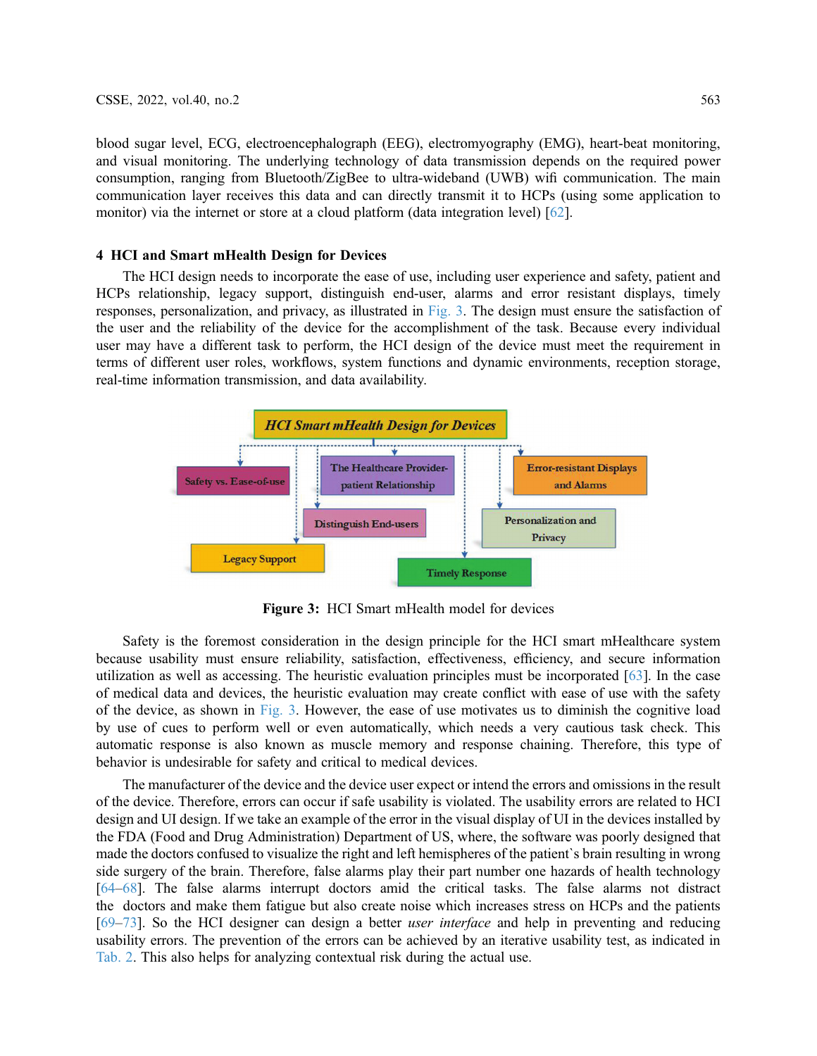blood sugar level, ECG, electroencephalograph (EEG), electromyography (EMG), heart-beat monitoring, and visual monitoring. The underlying technology of data transmission depends on the required power consumption, ranging from Bluetooth/ZigBee to ultra-wideband (UWB) wifi communication. The main communication layer receives this data and can directly transmit it to HCPs (using some application to monitor) via the internet or store at a cloud platform (data integration level) [62].

## 4 HCI and Smart mHealth Design for Devices

The HCI design needs to incorporate the ease of use, including user experience and safety, patient and HCPs relationship, legacy support, distinguish end-user, alarms and error resistant displays, timely responses, personalization, and privacy, as illustrated in Fig. 3. The design must ensure the satisfaction of the user and the reliability of the device for the accomplishment of the task. Because every individual user may have a different task to perform, the HCI design of the device must meet the requirement in terms of different user roles, workflows, system functions and dynamic environments, reception storage, real-time information transmission, and data availability.

HCI Smart mHealth Design for Devices

Safety vs. Ease-of-use

The Healthcare Provider-patient Relationship

Error-resistant Displays and Alarms

Distinguish End-users

Personalization and Privacy

Legacy Support

Timely Response

**Figure 3:** HCI Smart mHealth model for devices

Safety is the foremost consideration in the design principle for the HCI smart mHealthcare system because usability must ensure reliability, satisfaction, effectiveness, efficiency, and secure information utilization as well as accessing. The heuristic evaluation principles must be incorporated [63]. In the case of medical data and devices, the heuristic evaluation may create conflict with ease of use with the safety of the device, as shown in Fig. 3. However, the ease of use motivates us to diminish the cognitive load by use of cues to perform well or even automatically, which needs a very cautious task check. This automatic response is also known as muscle memory and response chaining. Therefore, this type of behavior is undesirable for safety and critical to medical devices.

The manufacturer of the device and the device user expect or intend the errors and omissions in the result of the device. Therefore, errors can occur if safe usability is violated. The usability errors are related to HCI design and UI design. If we take an example of the error in the visual display of UI in the devices installed by the FDA (Food and Drug Administration) Department of US, where, the software was poorly designed that made the doctors confused to visualize the right and left hemispheres of the patient`s brain resulting in wrong side surgery of the brain. Therefore, false alarms play their part number one hazards of health technology [64–68]. The false alarms interrupt doctors amid the critical tasks. The false alarms not distract the doctors and make them fatigue but also create noise which increases stress on HCPs and the patients [69–73]. So the HCI designer can design a better *user interface* and help in preventing and reducing usability errors. The prevention of the errors can be achieved by an iterative usability test, as indicated in Tab. 2. This also helps for analyzing contextual risk during the actual use.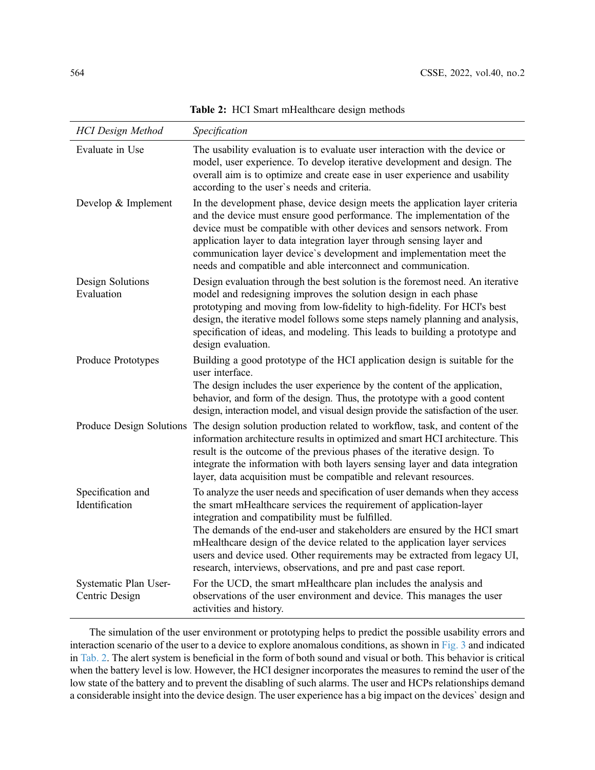**Table 2:** HCI Smart mHealthcare design methods

| *HCI Design Method* | *Specification* |
| --- | --- |
| Evaluate in Use | The usability evaluation is to evaluate user interaction with the device or model, user experience. To develop iterative development and design. The overall aim is to optimize and create ease in user experience and usability according to the user`s needs and criteria. |
| Develop & Implement | In the development phase, device design meets the application layer criteria and the device must ensure good performance. The implementation of the device must be compatible with other devices and sensors network. From application layer to data integration layer through sensing layer and communication layer device`s development and implementation meet the needs and compatible and able interconnect and communication. |
| Design Solutions Evaluation | Design evaluation through the best solution is the foremost need. An iterative model and redesigning improves the solution design in each phase prototyping and moving from low-fidelity to high-fidelity. For HCI's best design, the iterative model follows some steps namely planning and analysis, specification of ideas, and modeling. This leads to building a prototype and design evaluation. |
| Produce Prototypes | Building a good prototype of the HCI application design is suitable for the user interface. The design includes the user experience by the content of the application, behavior, and form of the design. Thus, the prototype with a good content design, interaction model, and visual design provide the satisfaction of the user. |
| Produce Design Solutions | The design solution production related to workflow, task, and content of the information architecture results in optimized and smart HCI architecture. This result is the outcome of the previous phases of the iterative design. To integrate the information with both layers sensing layer and data integration layer, data acquisition must be compatible and relevant resources. |
| Specification and Identification | To analyze the user needs and specification of user demands when they access the smart mHealthcare services the requirement of application-layer integration and compatibility must be fulfilled. The demands of the end-user and stakeholders are ensured by the HCI smart mHealthcare design of the device related to the application layer services users and device used. Other requirements may be extracted from legacy UI, research, interviews, observations, and pre and past case report. |
| Systematic Plan User-Centric Design | For the UCD, the smart mHealthcare plan includes the analysis and observations of the user environment and device. This manages the user activities and history. |

The simulation of the user environment or prototyping helps to predict the possible usability errors and interaction scenario of the user to a device to explore anomalous conditions, as shown in Fig. 3 and indicated in Tab. 2. The alert system is beneficial in the form of both sound and visual or both. This behavior is critical when the battery level is low. However, the HCI designer incorporates the measures to remind the user of the low state of the battery and to prevent the disabling of such alarms. The user and HCPs relationships demand a considerable insight into the device design. The user experience has a big impact on the devices` design and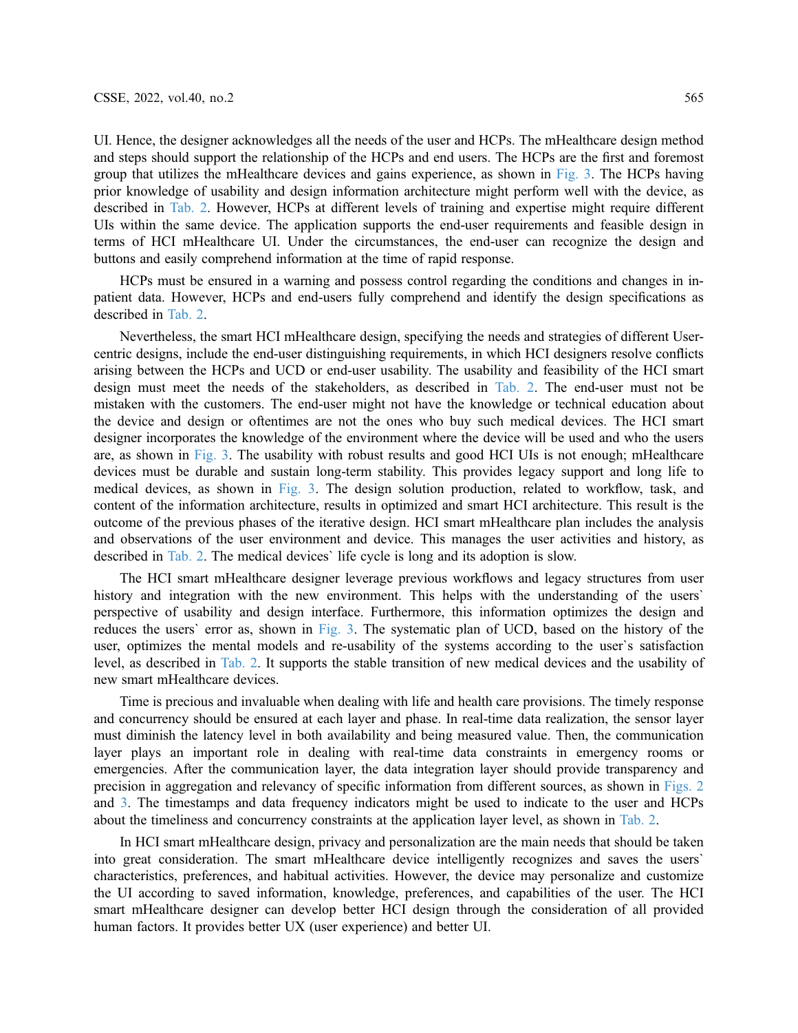UI. Hence, the designer acknowledges all the needs of the user and HCPs. The mHealthcare design method and steps should support the relationship of the HCPs and end users. The HCPs are the first and foremost group that utilizes the mHealthcare devices and gains experience, as shown in Fig. 3. The HCPs having prior knowledge of usability and design information architecture might perform well with the device, as described in Tab. 2. However, HCPs at different levels of training and expertise might require different UIs within the same device. The application supports the end-user requirements and feasible design in terms of HCI mHealthcare UI. Under the circumstances, the end-user can recognize the design and buttons and easily comprehend information at the time of rapid response.

HCPs must be ensured in a warning and possess control regarding the conditions and changes in in-patient data. However, HCPs and end-users fully comprehend and identify the design specifications as described in Tab. 2.

Nevertheless, the smart HCI mHealthcare design, specifying the needs and strategies of different User-centric designs, include the end-user distinguishing requirements, in which HCI designers resolve conflicts arising between the HCPs and UCD or end-user usability. The usability and feasibility of the HCI smart design must meet the needs of the stakeholders, as described in Tab. 2. The end-user must not be mistaken with the customers. The end-user might not have the knowledge or technical education about the device and design or oftentimes are not the ones who buy such medical devices. The HCI smart designer incorporates the knowledge of the environment where the device will be used and who the users are, as shown in Fig. 3. The usability with robust results and good HCI UIs is not enough; mHealthcare devices must be durable and sustain long-term stability. This provides legacy support and long life to medical devices, as shown in Fig. 3. The design solution production, related to workflow, task, and content of the information architecture, results in optimized and smart HCI architecture. This result is the outcome of the previous phases of the iterative design. HCI smart mHealthcare plan includes the analysis and observations of the user environment and device. This manages the user activities and history, as described in Tab. 2. The medical devices` life cycle is long and its adoption is slow.

The HCI smart mHealthcare designer leverage previous workflows and legacy structures from user history and integration with the new environment. This helps with the understanding of the users` perspective of usability and design interface. Furthermore, this information optimizes the design and reduces the users` error as, shown in Fig. 3. The systematic plan of UCD, based on the history of the user, optimizes the mental models and re-usability of the systems according to the user`s satisfaction level, as described in Tab. 2. It supports the stable transition of new medical devices and the usability of new smart mHealthcare devices.

Time is precious and invaluable when dealing with life and health care provisions. The timely response and concurrency should be ensured at each layer and phase. In real-time data realization, the sensor layer must diminish the latency level in both availability and being measured value. Then, the communication layer plays an important role in dealing with real-time data constraints in emergency rooms or emergencies. After the communication layer, the data integration layer should provide transparency and precision in aggregation and relevancy of specific information from different sources, as shown in Figs. 2 and 3. The timestamps and data frequency indicators might be used to indicate to the user and HCPs about the timeliness and concurrency constraints at the application layer level, as shown in Tab. 2.

In HCI smart mHealthcare design, privacy and personalization are the main needs that should be taken into great consideration. The smart mHealthcare device intelligently recognizes and saves the users` characteristics, preferences, and habitual activities. However, the device may personalize and customize the UI according to saved information, knowledge, preferences, and capabilities of the user. The HCI smart mHealthcare designer can develop better HCI design through the consideration of all provided human factors. It provides better UX (user experience) and better UI.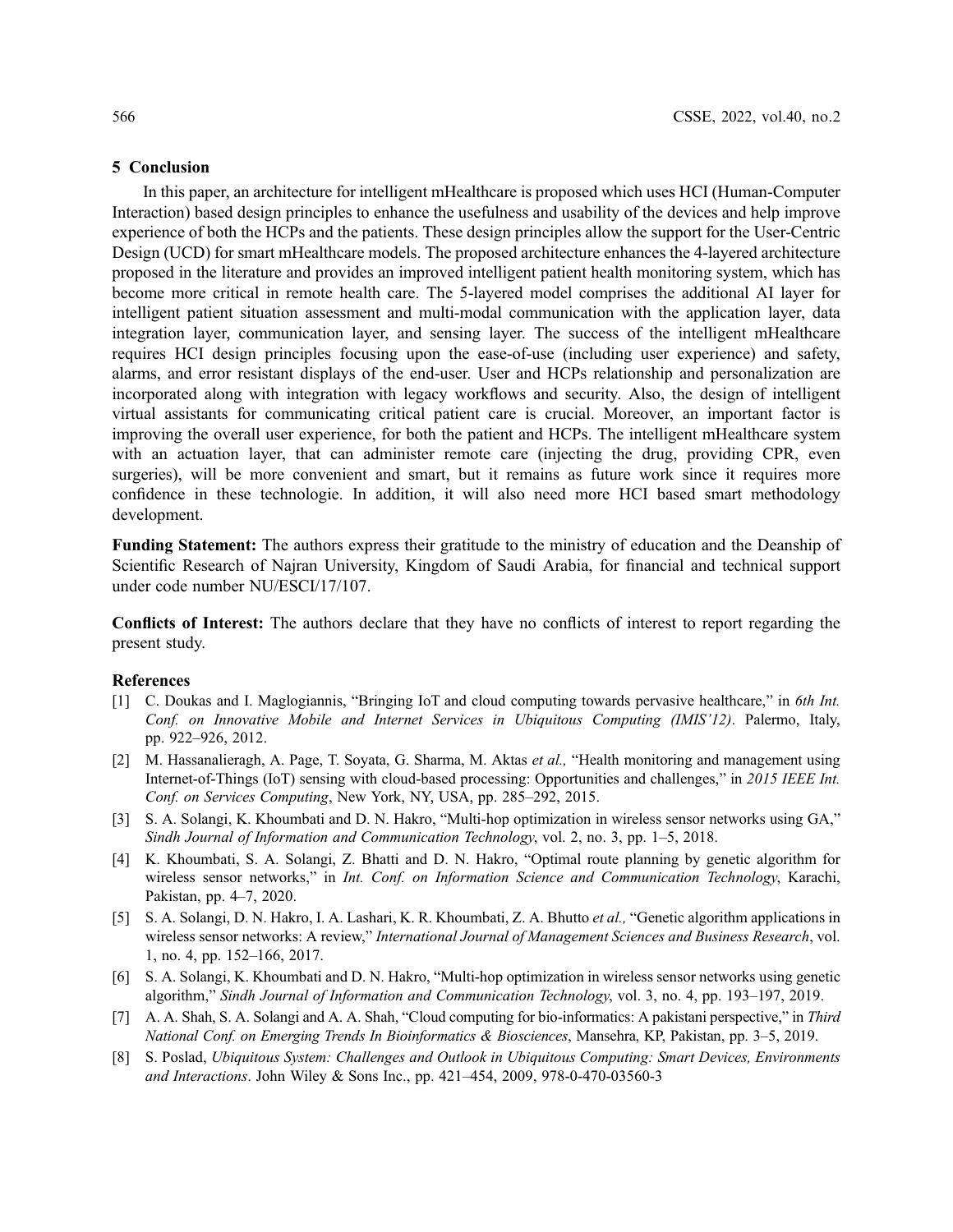## 5 Conclusion

In this paper, an architecture for intelligent mHealthcare is proposed which uses HCI (Human-Computer Interaction) based design principles to enhance the usefulness and usability of the devices and help improve experience of both the HCPs and the patients. These design principles allow the support for the User-Centric Design (UCD) for smart mHealthcare models. The proposed architecture enhances the 4-layered architecture proposed in the literature and provides an improved intelligent patient health monitoring system, which has become more critical in remote health care. The 5-layered model comprises the additional AI layer for intelligent patient situation assessment and multi-modal communication with the application layer, data integration layer, communication layer, and sensing layer. The success of the intelligent mHealthcare requires HCI design principles focusing upon the ease-of-use (including user experience) and safety, alarms, and error resistant displays of the end-user. User and HCPs relationship and personalization are incorporated along with integration with legacy workflows and security. Also, the design of intelligent virtual assistants for communicating critical patient care is crucial. Moreover, an important factor is improving the overall user experience, for both the patient and HCPs. The intelligent mHealthcare system with an actuation layer, that can administer remote care (injecting the drug, providing CPR, even surgeries), will be more convenient and smart, but it remains as future work since it requires more confidence in these technologie. In addition, it will also need more HCI based smart methodology development.

**Funding Statement:** The authors express their gratitude to the ministry of education and the Deanship of Scientific Research of Najran University, Kingdom of Saudi Arabia, for financial and technical support under code number NU/ESCI/17/107.

**Conflicts of Interest:** The authors declare that they have no conflicts of interest to report regarding the present study.

## References

[1] C. Doukas and I. Maglogiannis, "Bringing IoT and cloud computing towards pervasive healthcare," in *6th Int. Conf. on Innovative Mobile and Internet Services in Ubiquitous Computing (IMIS'12)*. Palermo, Italy, pp. 922–926, 2012.

[2] M. Hassanalieragh, A. Page, T. Soyata, G. Sharma, M. Aktas *et al.,* "Health monitoring and management using Internet-of-Things (IoT) sensing with cloud-based processing: Opportunities and challenges," in *2015 IEEE Int. Conf. on Services Computing*, New York, NY, USA, pp. 285–292, 2015.

[3] S. A. Solangi, K. Khoumbati and D. N. Hakro, "Multi-hop optimization in wireless sensor networks using GA," *Sindh Journal of Information and Communication Technology*, vol. 2, no. 3, pp. 1–5, 2018.

[4] K. Khoumbati, S. A. Solangi, Z. Bhatti and D. N. Hakro, "Optimal route planning by genetic algorithm for wireless sensor networks," in *Int. Conf. on Information Science and Communication Technology*, Karachi, Pakistan, pp. 4–7, 2020.

[5] S. A. Solangi, D. N. Hakro, I. A. Lashari, K. R. Khoumbati, Z. A. Bhutto *et al.,* "Genetic algorithm applications in wireless sensor networks: A review," *International Journal of Management Sciences and Business Research*, vol. 1, no. 4, pp. 152–166, 2017.

[6] S. A. Solangi, K. Khoumbati and D. N. Hakro, "Multi-hop optimization in wireless sensor networks using genetic algorithm," *Sindh Journal of Information and Communication Technology*, vol. 3, no. 4, pp. 193–197, 2019.

[7] A. A. Shah, S. A. Solangi and A. A. Shah, "Cloud computing for bio-informatics: A pakistani perspective," in *Third National Conf. on Emerging Trends In Bioinformatics & Biosciences*, Mansehra, KP, Pakistan, pp. 3–5, 2019.

[8] S. Poslad, *Ubiquitous System: Challenges and Outlook in Ubiquitous Computing: Smart Devices, Environments and Interactions*. John Wiley & Sons Inc., pp. 421–454, 2009, 978-0-470-03560-3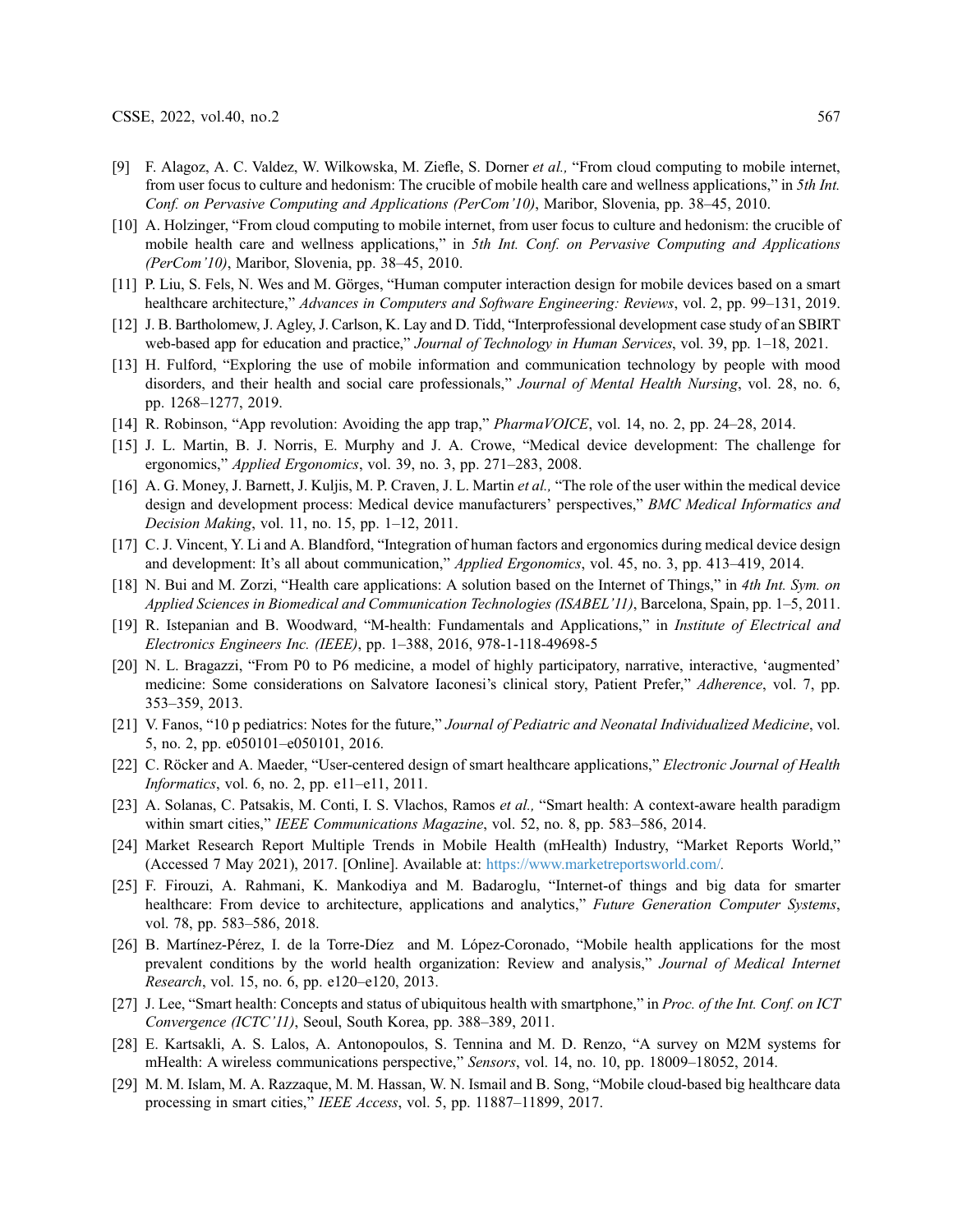[9] F. Alagoz, A. C. Valdez, W. Wilkowska, M. Ziefle, S. Dorner *et al.,* "From cloud computing to mobile internet, from user focus to culture and hedonism: The crucible of mobile health care and wellness applications," in *5th Int. Conf. on Pervasive Computing and Applications (PerCom'10)*, Maribor, Slovenia, pp. 38–45, 2010.

[10] A. Holzinger, "From cloud computing to mobile internet, from user focus to culture and hedonism: the crucible of mobile health care and wellness applications," in *5th Int. Conf. on Pervasive Computing and Applications (PerCom'10)*, Maribor, Slovenia, pp. 38–45, 2010.

[11] P. Liu, S. Fels, N. Wes and M. Görges, "Human computer interaction design for mobile devices based on a smart healthcare architecture," *Advances in Computers and Software Engineering: Reviews*, vol. 2, pp. 99–131, 2019.

[12] J. B. Bartholomew, J. Agley, J. Carlson, K. Lay and D. Tidd, "Interprofessional development case study of an SBIRT web-based app for education and practice," *Journal of Technology in Human Services*, vol. 39, pp. 1–18, 2021.

[13] H. Fulford, "Exploring the use of mobile information and communication technology by people with mood disorders, and their health and social care professionals," *Journal of Mental Health Nursing*, vol. 28, no. 6, pp. 1268–1277, 2019.

[14] R. Robinson, "App revolution: Avoiding the app trap," *PharmaVOICE*, vol. 14, no. 2, pp. 24–28, 2014.

[15] J. L. Martin, B. J. Norris, E. Murphy and J. A. Crowe, "Medical device development: The challenge for ergonomics," *Applied Ergonomics*, vol. 39, no. 3, pp. 271–283, 2008.

[16] A. G. Money, J. Barnett, J. Kuljis, M. P. Craven, J. L. Martin *et al.,* "The role of the user within the medical device design and development process: Medical device manufacturers' perspectives," *BMC Medical Informatics and Decision Making*, vol. 11, no. 15, pp. 1–12, 2011.

[17] C. J. Vincent, Y. Li and A. Blandford, "Integration of human factors and ergonomics during medical device design and development: It's all about communication," *Applied Ergonomics*, vol. 45, no. 3, pp. 413–419, 2014.

[18] N. Bui and M. Zorzi, "Health care applications: A solution based on the Internet of Things," in *4th Int. Sym. on Applied Sciences in Biomedical and Communication Technologies (ISABEL'11)*, Barcelona, Spain, pp. 1–5, 2011.

[19] R. Istepanian and B. Woodward, "M-health: Fundamentals and Applications," in *Institute of Electrical and Electronics Engineers Inc. (IEEE)*, pp. 1–388, 2016, 978-1-118-49698-5

[20] N. L. Bragazzi, "From P0 to P6 medicine, a model of highly participatory, narrative, interactive, 'augmented' medicine: Some considerations on Salvatore Iaconesi's clinical story, Patient Prefer," *Adherence*, vol. 7, pp. 353–359, 2013.

[21] V. Fanos, "10 p pediatrics: Notes for the future," *Journal of Pediatric and Neonatal Individualized Medicine*, vol. 5, no. 2, pp. e050101–e050101, 2016.

[22] C. Röcker and A. Maeder, "User-centered design of smart healthcare applications," *Electronic Journal of Health Informatics*, vol. 6, no. 2, pp. e11–e11, 2011.

[23] A. Solanas, C. Patsakis, M. Conti, I. S. Vlachos, Ramos *et al.,* "Smart health: A context-aware health paradigm within smart cities," *IEEE Communications Magazine*, vol. 52, no. 8, pp. 583–586, 2014.

[24] Market Research Report Multiple Trends in Mobile Health (mHealth) Industry, "Market Reports World," (Accessed 7 May 2021), 2017. [Online]. Available at: https://www.marketreportsworld.com/.

[25] F. Firouzi, A. Rahmani, K. Mankodiya and M. Badaroglu, "Internet-of things and big data for smarter healthcare: From device to architecture, applications and analytics," *Future Generation Computer Systems*, vol. 78, pp. 583–586, 2018.

[26] B. Martínez-Pérez, I. de la Torre-Díez and M. López-Coronado, "Mobile health applications for the most prevalent conditions by the world health organization: Review and analysis," *Journal of Medical Internet Research*, vol. 15, no. 6, pp. e120–e120, 2013.

[27] J. Lee, "Smart health: Concepts and status of ubiquitous health with smartphone," in *Proc. of the Int. Conf. on ICT Convergence (ICTC'11)*, Seoul, South Korea, pp. 388–389, 2011.

[28] E. Kartsakli, A. S. Lalos, A. Antonopoulos, S. Tennina and M. D. Renzo, "A survey on M2M systems for mHealth: A wireless communications perspective," *Sensors*, vol. 14, no. 10, pp. 18009–18052, 2014.

[29] M. M. Islam, M. A. Razzaque, M. M. Hassan, W. N. Ismail and B. Song, "Mobile cloud-based big healthcare data processing in smart cities," *IEEE Access*, vol. 5, pp. 11887–11899, 2017.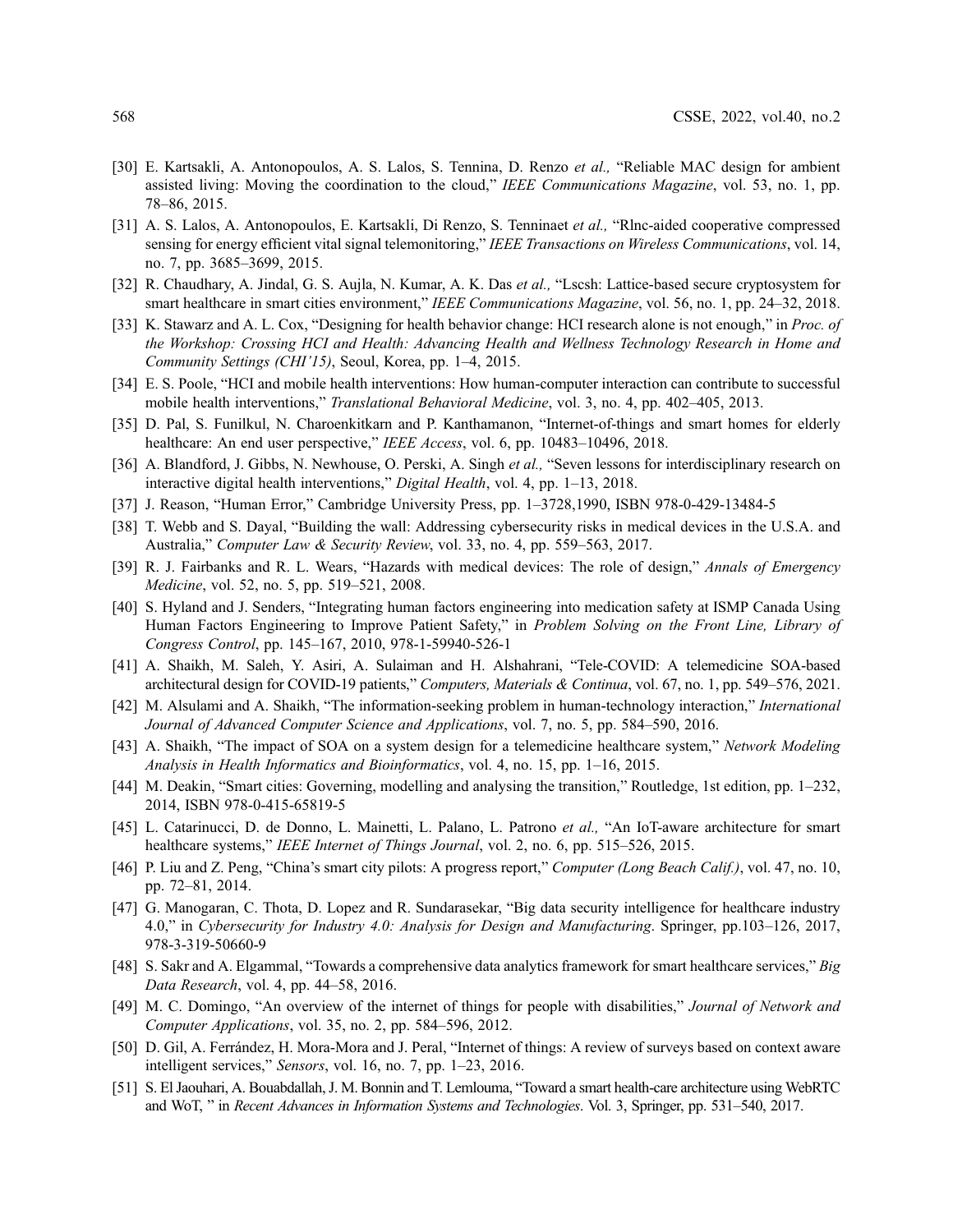[30] E. Kartsakli, A. Antonopoulos, A. S. Lalos, S. Tennina, D. Renzo *et al.,* "Reliable MAC design for ambient assisted living: Moving the coordination to the cloud," *IEEE Communications Magazine*, vol. 53, no. 1, pp. 78–86, 2015.

[31] A. S. Lalos, A. Antonopoulos, E. Kartsakli, Di Renzo, S. Tenninaet *et al.,* "Rlnc-aided cooperative compressed sensing for energy efficient vital signal telemonitoring," *IEEE Transactions on Wireless Communications*, vol. 14, no. 7, pp. 3685–3699, 2015.

[32] R. Chaudhary, A. Jindal, G. S. Aujla, N. Kumar, A. K. Das *et al.,* "Lscsh: Lattice-based secure cryptosystem for smart healthcare in smart cities environment," *IEEE Communications Magazine*, vol. 56, no. 1, pp. 24–32, 2018.

[33] K. Stawarz and A. L. Cox, "Designing for health behavior change: HCI research alone is not enough," in *Proc. of the Workshop: Crossing HCI and Health: Advancing Health and Wellness Technology Research in Home and Community Settings (CHI'15)*, Seoul, Korea, pp. 1–4, 2015.

[34] E. S. Poole, "HCI and mobile health interventions: How human-computer interaction can contribute to successful mobile health interventions," *Translational Behavioral Medicine*, vol. 3, no. 4, pp. 402–405, 2013.

[35] D. Pal, S. Funilkul, N. Charoenkitkarn and P. Kanthamanon, "Internet-of-things and smart homes for elderly healthcare: An end user perspective," *IEEE Access*, vol. 6, pp. 10483–10496, 2018.

[36] A. Blandford, J. Gibbs, N. Newhouse, O. Perski, A. Singh *et al.,* "Seven lessons for interdisciplinary research on interactive digital health interventions," *Digital Health*, vol. 4, pp. 1–13, 2018.

[37] J. Reason, "Human Error," Cambridge University Press, pp. 1–3728,1990, ISBN 978-0-429-13484-5

[38] T. Webb and S. Dayal, "Building the wall: Addressing cybersecurity risks in medical devices in the U.S.A. and Australia," *Computer Law & Security Review*, vol. 33, no. 4, pp. 559–563, 2017.

[39] R. J. Fairbanks and R. L. Wears, "Hazards with medical devices: The role of design," *Annals of Emergency Medicine*, vol. 52, no. 5, pp. 519–521, 2008.

[40] S. Hyland and J. Senders, "Integrating human factors engineering into medication safety at ISMP Canada Using Human Factors Engineering to Improve Patient Safety," in *Problem Solving on the Front Line, Library of Congress Control*, pp. 145–167, 2010, 978-1-59940-526-1

[41] A. Shaikh, M. Saleh, Y. Asiri, A. Sulaiman and H. Alshahrani, "Tele-COVID: A telemedicine SOA-based architectural design for COVID-19 patients," *Computers, Materials & Continua*, vol. 67, no. 1, pp. 549–576, 2021.

[42] M. Alsulami and A. Shaikh, "The information-seeking problem in human-technology interaction," *International Journal of Advanced Computer Science and Applications*, vol. 7, no. 5, pp. 584–590, 2016.

[43] A. Shaikh, "The impact of SOA on a system design for a telemedicine healthcare system," *Network Modeling Analysis in Health Informatics and Bioinformatics*, vol. 4, no. 15, pp. 1–16, 2015.

[44] M. Deakin, "Smart cities: Governing, modelling and analysing the transition," Routledge, 1st edition, pp. 1–232, 2014, ISBN 978-0-415-65819-5

[45] L. Catarinucci, D. de Donno, L. Mainetti, L. Palano, L. Patrono *et al.,* "An IoT-aware architecture for smart healthcare systems," *IEEE Internet of Things Journal*, vol. 2, no. 6, pp. 515–526, 2015.

[46] P. Liu and Z. Peng, "China's smart city pilots: A progress report," *Computer (Long Beach Calif.)*, vol. 47, no. 10, pp. 72–81, 2014.

[47] G. Manogaran, C. Thota, D. Lopez and R. Sundarasekar, "Big data security intelligence for healthcare industry 4.0," in *Cybersecurity for Industry 4.0: Analysis for Design and Manufacturing*. Springer, pp.103–126, 2017, 978-3-319-50660-9

[48] S. Sakr and A. Elgammal, "Towards a comprehensive data analytics framework for smart healthcare services," *Big Data Research*, vol. 4, pp. 44–58, 2016.

[49] M. C. Domingo, "An overview of the internet of things for people with disabilities," *Journal of Network and Computer Applications*, vol. 35, no. 2, pp. 584–596, 2012.

[50] D. Gil, A. Ferrández, H. Mora-Mora and J. Peral, "Internet of things: A review of surveys based on context aware intelligent services," *Sensors*, vol. 16, no. 7, pp. 1–23, 2016.

[51] S. El Jaouhari, A. Bouabdallah, J. M. Bonnin and T. Lemlouma, "Toward a smart health-care architecture using WebRTC and WoT, " in *Recent Advances in Information Systems and Technologies*. Vol. 3, Springer, pp. 531–540, 2017.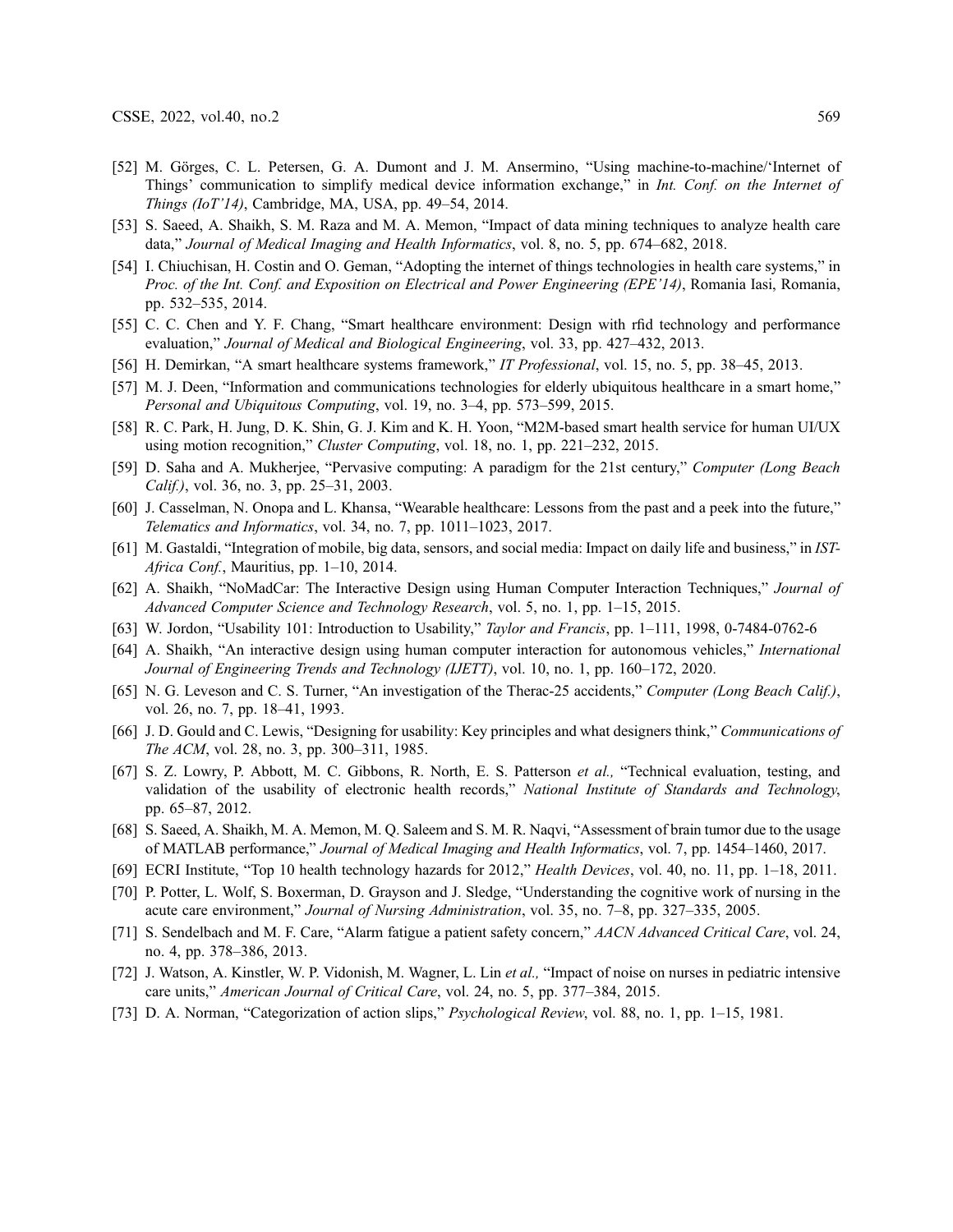[52] M. Görges, C. L. Petersen, G. A. Dumont and J. M. Ansermino, "Using machine-to-machine/'Internet of Things' communication to simplify medical device information exchange," in *Int. Conf. on the Internet of Things (IoT'14)*, Cambridge, MA, USA, pp. 49–54, 2014.

[53] S. Saeed, A. Shaikh, S. M. Raza and M. A. Memon, "Impact of data mining techniques to analyze health care data," *Journal of Medical Imaging and Health Informatics*, vol. 8, no. 5, pp. 674–682, 2018.

[54] I. Chiuchisan, H. Costin and O. Geman, "Adopting the internet of things technologies in health care systems," in *Proc. of the Int. Conf. and Exposition on Electrical and Power Engineering (EPE'14)*, Romania Iasi, Romania, pp. 532–535, 2014.

[55] C. C. Chen and Y. F. Chang, "Smart healthcare environment: Design with rfid technology and performance evaluation," *Journal of Medical and Biological Engineering*, vol. 33, pp. 427–432, 2013.

[56] H. Demirkan, "A smart healthcare systems framework," *IT Professional*, vol. 15, no. 5, pp. 38–45, 2013.

[57] M. J. Deen, "Information and communications technologies for elderly ubiquitous healthcare in a smart home," *Personal and Ubiquitous Computing*, vol. 19, no. 3–4, pp. 573–599, 2015.

[58] R. C. Park, H. Jung, D. K. Shin, G. J. Kim and K. H. Yoon, "M2M-based smart health service for human UI/UX using motion recognition," *Cluster Computing*, vol. 18, no. 1, pp. 221–232, 2015.

[59] D. Saha and A. Mukherjee, "Pervasive computing: A paradigm for the 21st century," *Computer (Long Beach Calif.)*, vol. 36, no. 3, pp. 25–31, 2003.

[60] J. Casselman, N. Onopa and L. Khansa, "Wearable healthcare: Lessons from the past and a peek into the future," *Telematics and Informatics*, vol. 34, no. 7, pp. 1011–1023, 2017.

[61] M. Gastaldi, "Integration of mobile, big data, sensors, and social media: Impact on daily life and business," in *IST-Africa Conf.*, Mauritius, pp. 1–10, 2014.

[62] A. Shaikh, "NoMadCar: The Interactive Design using Human Computer Interaction Techniques," *Journal of Advanced Computer Science and Technology Research*, vol. 5, no. 1, pp. 1–15, 2015.

[63] W. Jordon, "Usability 101: Introduction to Usability," *Taylor and Francis*, pp. 1–111, 1998, 0-7484-0762-6

[64] A. Shaikh, "An interactive design using human computer interaction for autonomous vehicles," *International Journal of Engineering Trends and Technology (IJETT)*, vol. 10, no. 1, pp. 160–172, 2020.

[65] N. G. Leveson and C. S. Turner, "An investigation of the Therac-25 accidents," *Computer (Long Beach Calif.)*, vol. 26, no. 7, pp. 18–41, 1993.

[66] J. D. Gould and C. Lewis, "Designing for usability: Key principles and what designers think," *Communications of The ACM*, vol. 28, no. 3, pp. 300–311, 1985.

[67] S. Z. Lowry, P. Abbott, M. C. Gibbons, R. North, E. S. Patterson *et al.,* "Technical evaluation, testing, and validation of the usability of electronic health records," *National Institute of Standards and Technology*, pp. 65–87, 2012.

[68] S. Saeed, A. Shaikh, M. A. Memon, M. Q. Saleem and S. M. R. Naqvi, "Assessment of brain tumor due to the usage of MATLAB performance," *Journal of Medical Imaging and Health Informatics*, vol. 7, pp. 1454–1460, 2017.

[69] ECRI Institute, "Top 10 health technology hazards for 2012," *Health Devices*, vol. 40, no. 11, pp. 1–18, 2011.

[70] P. Potter, L. Wolf, S. Boxerman, D. Grayson and J. Sledge, "Understanding the cognitive work of nursing in the acute care environment," *Journal of Nursing Administration*, vol. 35, no. 7–8, pp. 327–335, 2005.

[71] S. Sendelbach and M. F. Care, "Alarm fatigue a patient safety concern," *AACN Advanced Critical Care*, vol. 24, no. 4, pp. 378–386, 2013.

[72] J. Watson, A. Kinstler, W. P. Vidonish, M. Wagner, L. Lin *et al.,* "Impact of noise on nurses in pediatric intensive care units," *American Journal of Critical Care*, vol. 24, no. 5, pp. 377–384, 2015.

[73] D. A. Norman, "Categorization of action slips," *Psychological Review*, vol. 88, no. 1, pp. 1–15, 1981.